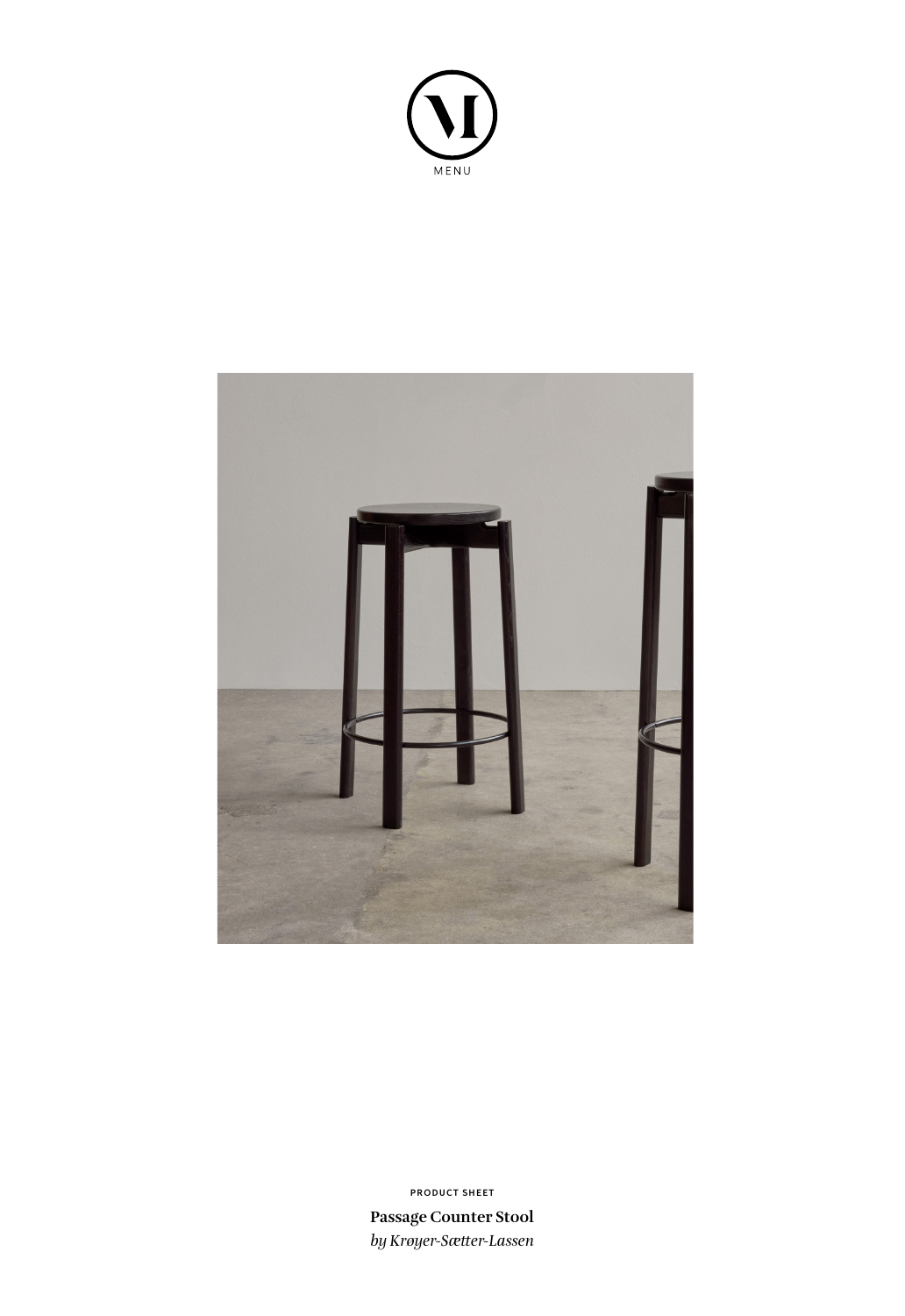MENU

PRODUCT SHEET

**Passage Counter Stool**

*by Krøyer-Sætter-Lassen*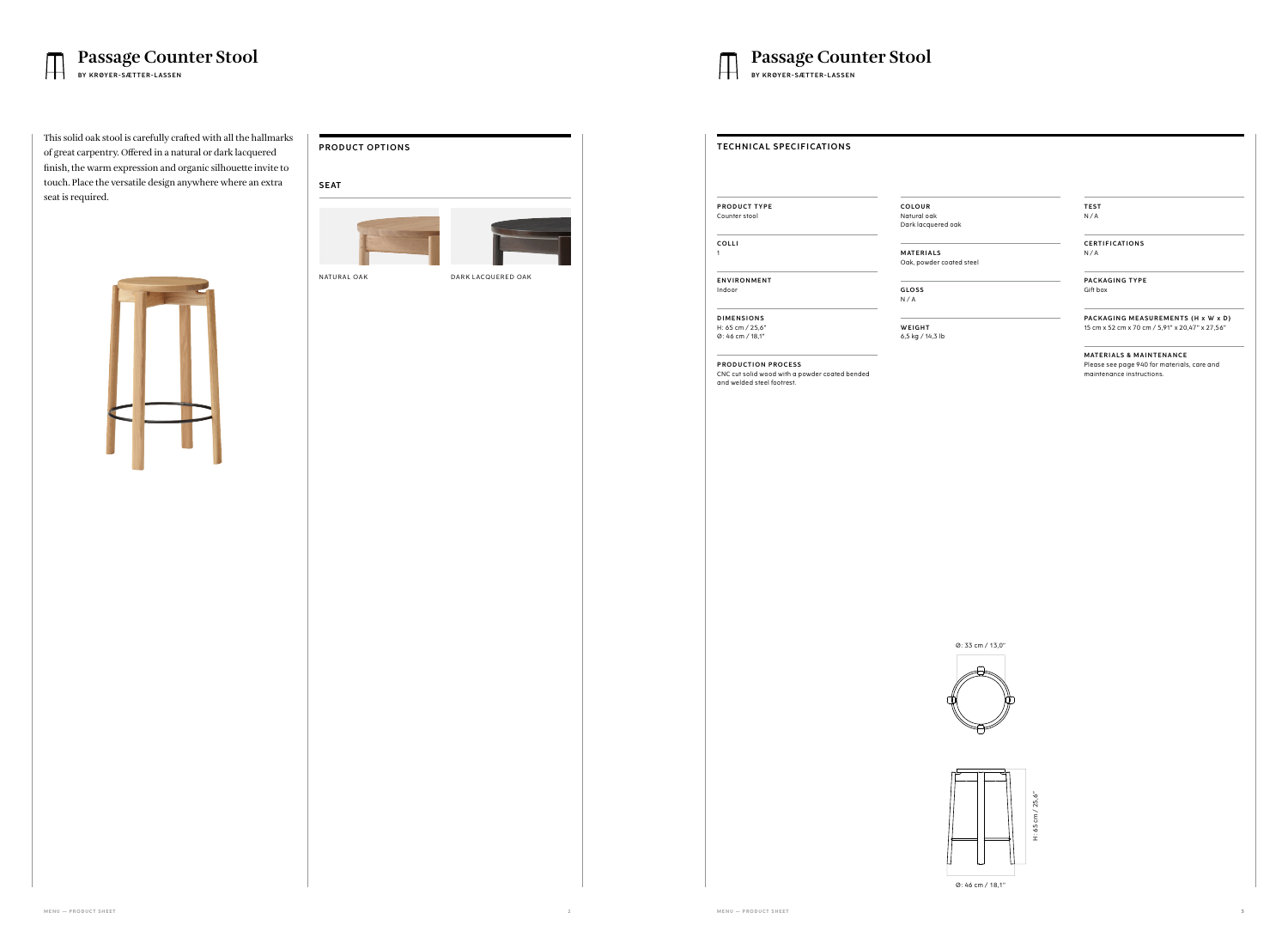# Passage Counter Stool

BY KRØYER-SÆTTER-LASSEN

This solid oak stool is carefully crafted with all the hallmarks of great carpentry. Offered in a natural or dark lacquered finish, the warm expression and organic silhouette invite to touch. Place the versatile design anywhere where an extra seat is required.

## PRODUCT OPTIONS

### SEAT

NATURAL OAK

DARK LACQUERED OAK

# Passage Counter Stool

BY KRØYER-SÆTTER-LASSEN

## TECHNICAL SPECIFICATIONS

**PRODUCT TYPE**
Counter stool

**COLLI**
1

**ENVIRONMENT**
Indoor

**DIMENSIONS**
H: 65 cm / 25,6"
Ø: 46 cm / 18,1"

**PRODUCTION PROCESS**
CNC cut solid wood with a powder coated bended and welded steel footrest.

**COLOUR**
Natural oak
Dark lacquered oak

**MATERIALS**
Oak, powder coated steel

**GLOSS**
N / A

**WEIGHT**
6,5 kg / 14,3 lb

**TEST**
N / A

**CERTIFICATIONS**
N / A

**PACKAGING TYPE**
Gift box

**PACKAGING MEASUREMENTS (H x W x D)**
15 cm x 52 cm x 70 cm / 5,91" x 20,47" x 27,56"

**MATERIALS & MAINTENANCE**
Please see page 940 for materials, care and maintenance instructions.

Ø: 33 cm / 13,0"

H: 65 cm / 25,6"

Ø: 46 cm / 18,1"